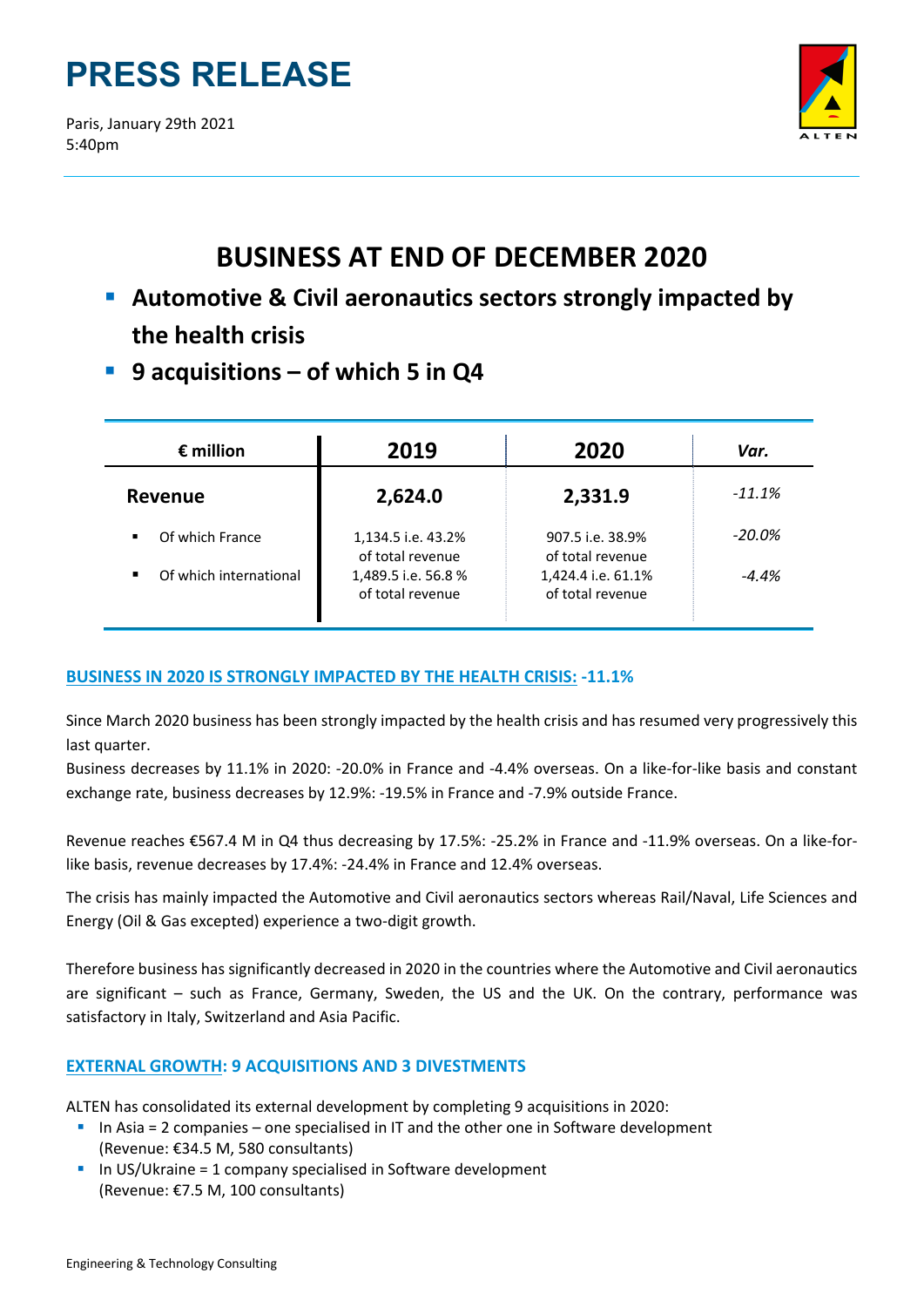# PRESS RELEASE

Paris, January 29th 2021
5:40pm

## BUSINESS AT END OF DECEMBER 2020

- **Automotive & Civil aeronautics sectors strongly impacted by the health crisis**
- **9 acquisitions – of which 5 in Q4**

| € million | 2019 | 2020 | *Var.* |
|---|---|---|---|
| **Revenue** | **2,624.0** | **2,331.9** | *-11.1%* |
| ▪ Of which France | 1,134.5 i.e. 43.2% of total revenue | 907.5 i.e. 38.9% of total revenue | *-20.0%* |
| ▪ Of which international | 1,489.5 i.e. 56.8 % of total revenue | 1,424.4 i.e. 61.1% of total revenue | *-4.4%* |

### BUSINESS IN 2020 IS STRONGLY IMPACTED BY THE HEALTH CRISIS: -11.1%

Since March 2020 business has been strongly impacted by the health crisis and has resumed very progressively this last quarter.

Business decreases by 11.1% in 2020: -20.0% in France and -4.4% overseas. On a like-for-like basis and constant exchange rate, business decreases by 12.9%: -19.5% in France and -7.9% outside France.

Revenue reaches €567.4 M in Q4 thus decreasing by 17.5%: -25.2% in France and -11.9% overseas. On a like-for-like basis, revenue decreases by 17.4%: -24.4% in France and 12.4% overseas.

The crisis has mainly impacted the Automotive and Civil aeronautics sectors whereas Rail/Naval, Life Sciences and Energy (Oil & Gas excepted) experience a two-digit growth.

Therefore business has significantly decreased in 2020 in the countries where the Automotive and Civil aeronautics are significant – such as France, Germany, Sweden, the US and the UK. On the contrary, performance was satisfactory in Italy, Switzerland and Asia Pacific.

### EXTERNAL GROWTH: 9 ACQUISITIONS AND 3 DIVESTMENTS

ALTEN has consolidated its external development by completing 9 acquisitions in 2020:

- In Asia = 2 companies – one specialised in IT and the other one in Software development (Revenue: €34.5 M, 580 consultants)
- In US/Ukraine = 1 company specialised in Software development (Revenue: €7.5 M, 100 consultants)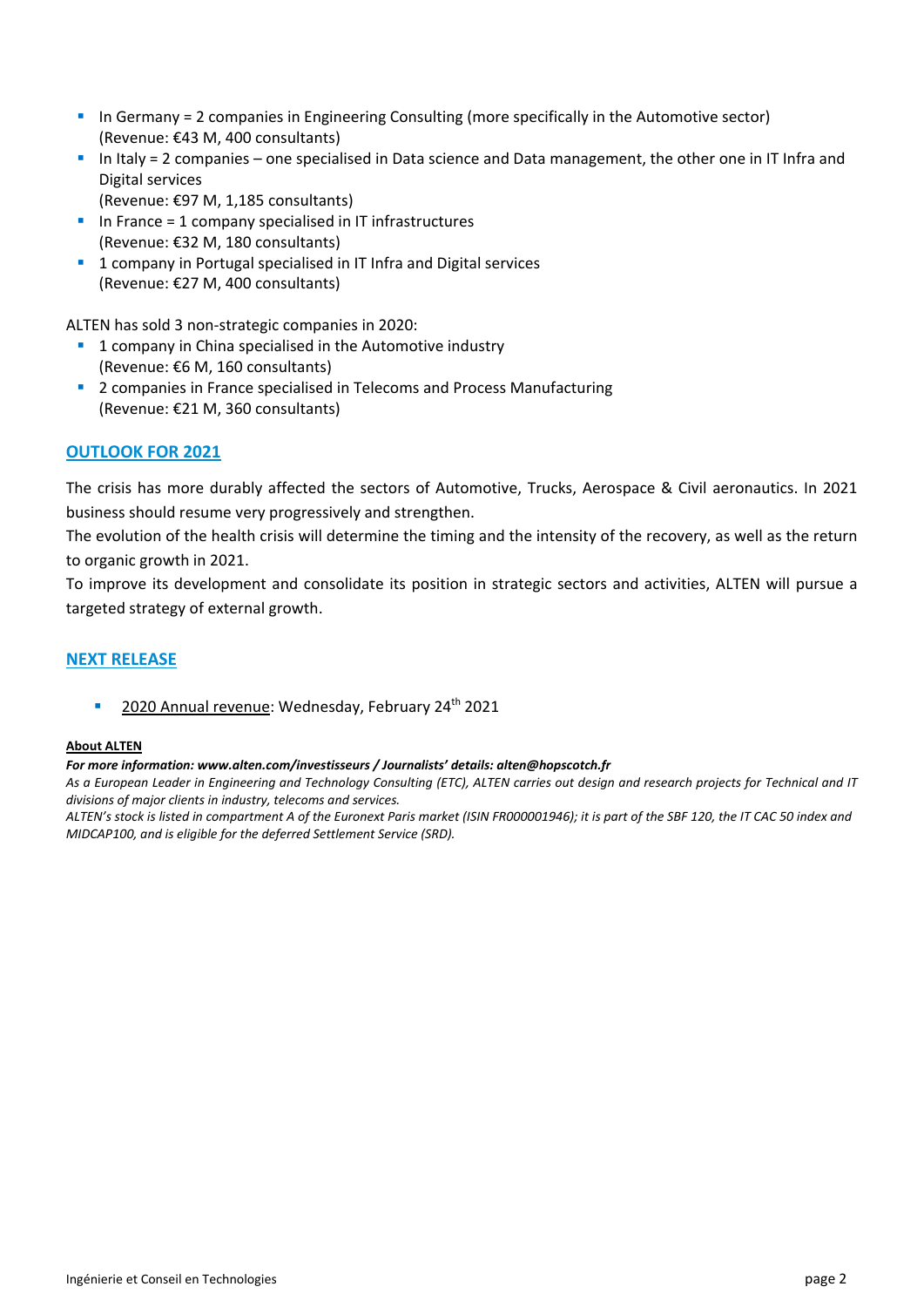- In Germany = 2 companies in Engineering Consulting (more specifically in the Automotive sector)
  (Revenue: €43 M, 400 consultants)
- In Italy = 2 companies – one specialised in Data science and Data management, the other one in IT Infra and Digital services
  (Revenue: €97 M, 1,185 consultants)
- In France = 1 company specialised in IT infrastructures
  (Revenue: €32 M, 180 consultants)
- 1 company in Portugal specialised in IT Infra and Digital services
  (Revenue: €27 M, 400 consultants)

ALTEN has sold 3 non-strategic companies in 2020:

- 1 company in China specialised in the Automotive industry
  (Revenue: €6 M, 160 consultants)
- 2 companies in France specialised in Telecoms and Process Manufacturing
  (Revenue: €21 M, 360 consultants)

## OUTLOOK FOR 2021

The crisis has more durably affected the sectors of Automotive, Trucks, Aerospace & Civil aeronautics. In 2021 business should resume very progressively and strengthen.
The evolution of the health crisis will determine the timing and the intensity of the recovery, as well as the return to organic growth in 2021.
To improve its development and consolidate its position in strategic sectors and activities, ALTEN will pursue a targeted strategy of external growth.

## NEXT RELEASE

- 2020 Annual revenue: Wednesday, February 24th 2021

**About ALTEN**

***For more information: www.alten.com/investisseurs / Journalists' details: alten@hopscotch.fr***

*As a European Leader in Engineering and Technology Consulting (ETC), ALTEN carries out design and research projects for Technical and IT divisions of major clients in industry, telecoms and services.*

*ALTEN's stock is listed in compartment A of the Euronext Paris market (ISIN FR000001946); it is part of the SBF 120, the IT CAC 50 index and MIDCAP100, and is eligible for the deferred Settlement Service (SRD).*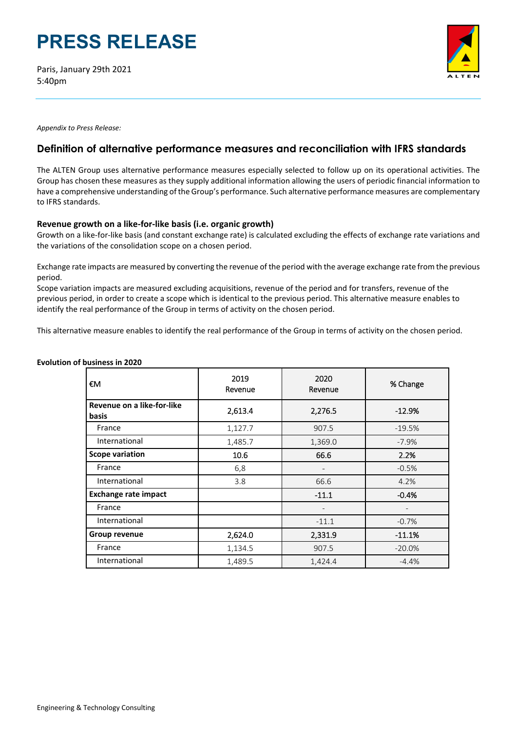# PRESS RELEASE

Paris, January 29th 2021
5:40pm

*Appendix to Press Release:*

## Definition of alternative performance measures and reconciliation with IFRS standards

The ALTEN Group uses alternative performance measures especially selected to follow up on its operational activities. The Group has chosen these measures as they supply additional information allowing the users of periodic financial information to have a comprehensive understanding of the Group's performance. Such alternative performance measures are complementary to IFRS standards.

**Revenue growth on a like-for-like basis (i.e. organic growth)**
Growth on a like-for-like basis (and constant exchange rate) is calculated excluding the effects of exchange rate variations and the variations of the consolidation scope on a chosen period.

Exchange rate impacts are measured by converting the revenue of the period with the average exchange rate from the previous period.
Scope variation impacts are measured excluding acquisitions, revenue of the period and for transfers, revenue of the previous period, in order to create a scope which is identical to the previous period. This alternative measure enables to identify the real performance of the Group in terms of activity on the chosen period.

This alternative measure enables to identify the real performance of the Group in terms of activity on the chosen period.

**Evolution of business in 2020**

| €M | 2019 Revenue | 2020 Revenue | % Change |
|---|---|---|---|
| **Revenue on a like-for-like basis** | **2,613.4** | **2,276.5** | **-12.9%** |
| France | 1,127.7 | 907.5 | -19.5% |
| International | 1,485.7 | 1,369.0 | -7.9% |
| **Scope variation** | **10.6** | **66.6** | **2.2%** |
| France | 6,8 | - | -0.5% |
| International | 3.8 | 66.6 | 4.2% |
| **Exchange rate impact** | | **-11.1** | **-0.4%** |
| France | | - | - |
| International | | -11.1 | -0.7% |
| **Group revenue** | **2,624.0** | **2,331.9** | **-11.1%** |
| France | 1,134.5 | 907.5 | -20.0% |
| International | 1,489.5 | 1,424.4 | -4.4% |

Engineering & Technology Consulting